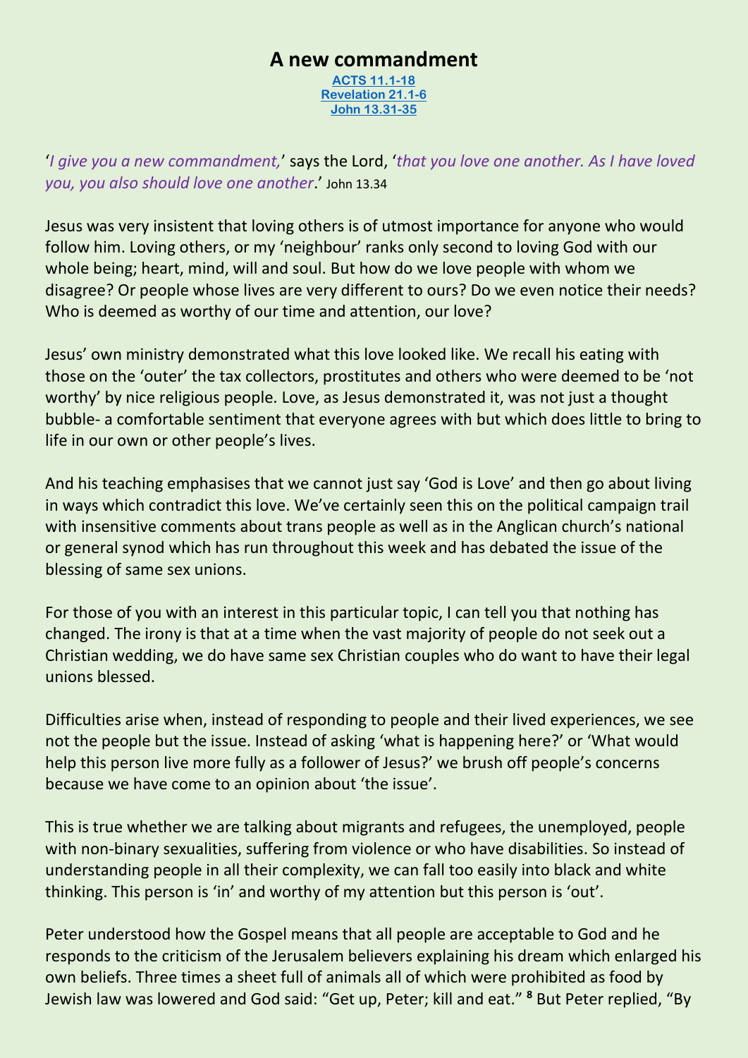# A new commandment

ACTS 11.1-18
Revelation 21.1-6
John 13.31-35

'*I give you a new commandment,*' says the Lord, '*that you love one another. As I have loved you, you also should love one another*.' John 13.34

Jesus was very insistent that loving others is of utmost importance for anyone who would follow him. Loving others, or my 'neighbour' ranks only second to loving God with our whole being; heart, mind, will and soul. But how do we love people with whom we disagree? Or people whose lives are very different to ours? Do we even notice their needs? Who is deemed as worthy of our time and attention, our love?

Jesus' own ministry demonstrated what this love looked like. We recall his eating with those on the 'outer' the tax collectors, prostitutes and others who were deemed to be 'not worthy' by nice religious people. Love, as Jesus demonstrated it, was not just a thought bubble- a comfortable sentiment that everyone agrees with but which does little to bring to life in our own or other people's lives.

And his teaching emphasises that we cannot just say 'God is Love' and then go about living in ways which contradict this love. We've certainly seen this on the political campaign trail with insensitive comments about trans people as well as in the Anglican church's national or general synod which has run throughout this week and has debated the issue of the blessing of same sex unions.

For those of you with an interest in this particular topic, I can tell you that nothing has changed. The irony is that at a time when the vast majority of people do not seek out a Christian wedding, we do have same sex Christian couples who do want to have their legal unions blessed.

Difficulties arise when, instead of responding to people and their lived experiences, we see not the people but the issue. Instead of asking 'what is happening here?' or 'What would help this person live more fully as a follower of Jesus?' we brush off people's concerns because we have come to an opinion about 'the issue'.

This is true whether we are talking about migrants and refugees, the unemployed, people with non-binary sexualities, suffering from violence or who have disabilities. So instead of understanding people in all their complexity, we can fall too easily into black and white thinking. This person is 'in' and worthy of my attention but this person is 'out'.

Peter understood how the Gospel means that all people are acceptable to God and he responds to the criticism of the Jerusalem believers explaining his dream which enlarged his own beliefs. Three times a sheet full of animals all of which were prohibited as food by Jewish law was lowered and God said: "Get up, Peter; kill and eat." **8** But Peter replied, "By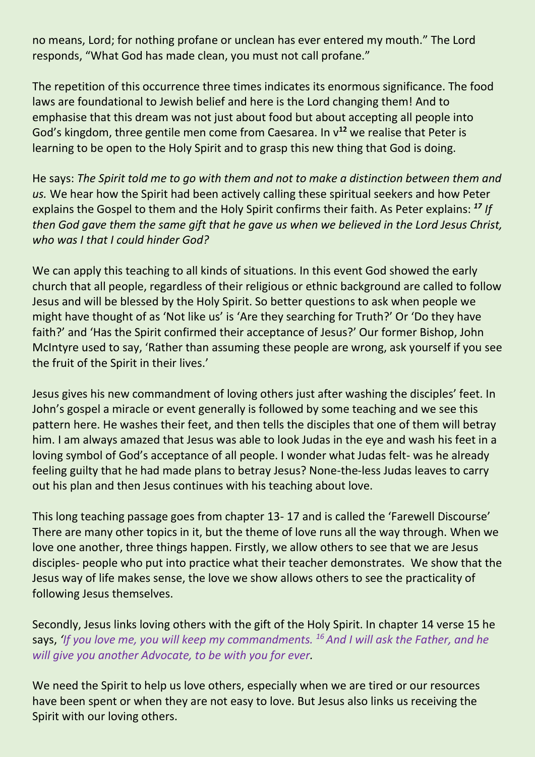no means, Lord; for nothing profane or unclean has ever entered my mouth." The Lord responds, "What God has made clean, you must not call profane."

The repetition of this occurrence three times indicates its enormous significance. The food laws are foundational to Jewish belief and here is the Lord changing them! And to emphasise that this dream was not just about food but about accepting all people into God's kingdom, three gentile men come from Caesarea. In v**12** we realise that Peter is learning to be open to the Holy Spirit and to grasp this new thing that God is doing.

He says: *The Spirit told me to go with them and not to make a distinction between them and us.* We hear how the Spirit had been actively calling these spiritual seekers and how Peter explains the Gospel to them and the Holy Spirit confirms their faith. As Peter explains: ***17*** *If then God gave them the same gift that he gave us when we believed in the Lord Jesus Christ, who was I that I could hinder God?*

We can apply this teaching to all kinds of situations. In this event God showed the early church that all people, regardless of their religious or ethnic background are called to follow Jesus and will be blessed by the Holy Spirit. So better questions to ask when people we might have thought of as 'Not like us' is 'Are they searching for Truth?' Or 'Do they have faith?' and 'Has the Spirit confirmed their acceptance of Jesus?' Our former Bishop, John McIntyre used to say, 'Rather than assuming these people are wrong, ask yourself if you see the fruit of the Spirit in their lives.'

Jesus gives his new commandment of loving others just after washing the disciples' feet. In John's gospel a miracle or event generally is followed by some teaching and we see this pattern here. He washes their feet, and then tells the disciples that one of them will betray him. I am always amazed that Jesus was able to look Judas in the eye and wash his feet in a loving symbol of God's acceptance of all people. I wonder what Judas felt- was he already feeling guilty that he had made plans to betray Jesus? None-the-less Judas leaves to carry out his plan and then Jesus continues with his teaching about love.

This long teaching passage goes from chapter 13- 17 and is called the 'Farewell Discourse' There are many other topics in it, but the theme of love runs all the way through. When we love one another, three things happen. Firstly, we allow others to see that we are Jesus disciples- people who put into practice what their teacher demonstrates. We show that the Jesus way of life makes sense, the love we show allows others to see the practicality of following Jesus themselves.

Secondly, Jesus links loving others with the gift of the Holy Spirit. In chapter 14 verse 15 he says, *'If you love me, you will keep my commandments. 16 And I will ask the Father, and he will give you another Advocate, to be with you for ever.*

We need the Spirit to help us love others, especially when we are tired or our resources have been spent or when they are not easy to love. But Jesus also links us receiving the Spirit with our loving others.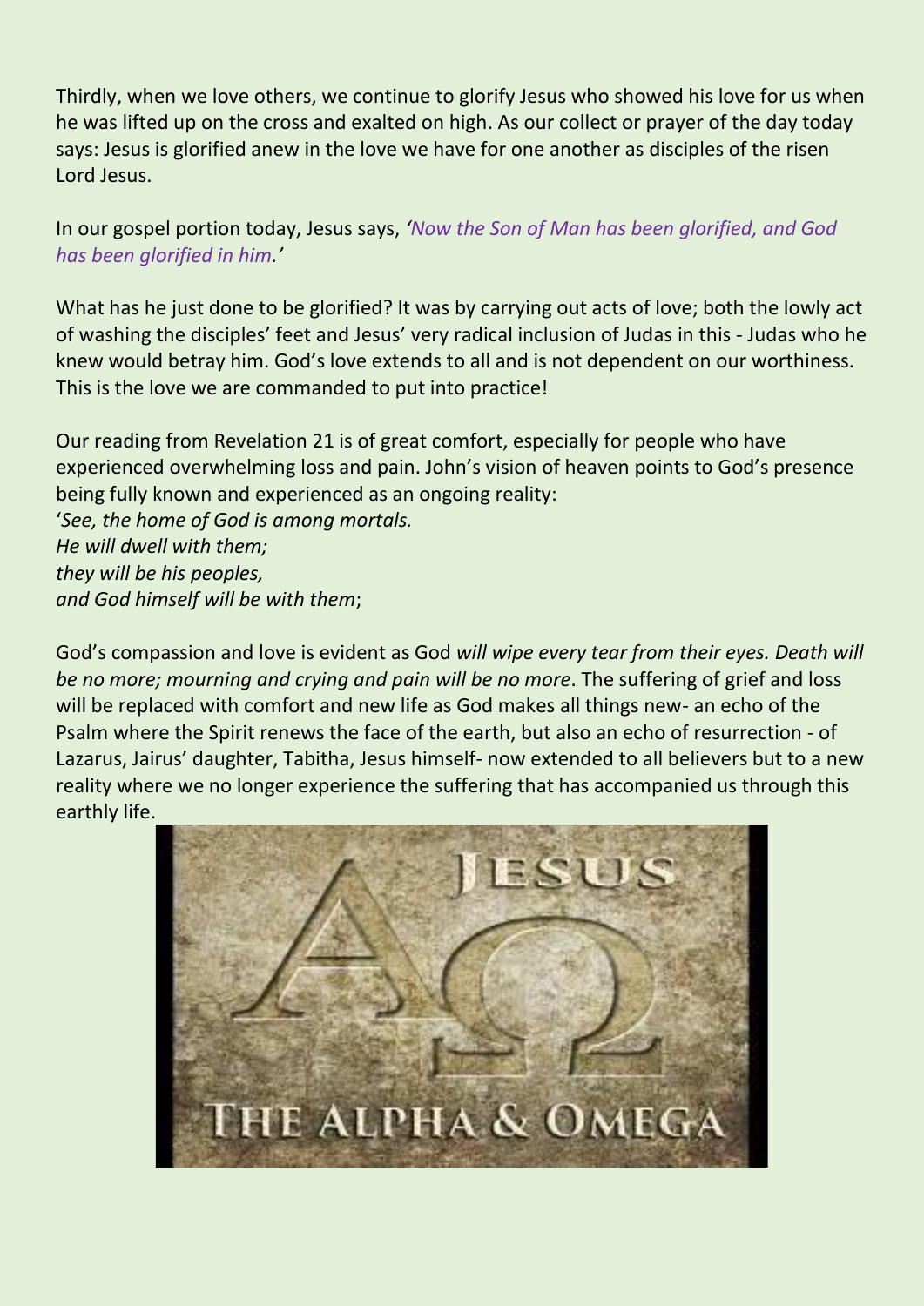Thirdly, when we love others, we continue to glorify Jesus who showed his love for us when he was lifted up on the cross and exalted on high. As our collect or prayer of the day today says: Jesus is glorified anew in the love we have for one another as disciples of the risen Lord Jesus.

In our gospel portion today, Jesus says, *'Now the Son of Man has been glorified, and God has been glorified in him.'*

What has he just done to be glorified? It was by carrying out acts of love; both the lowly act of washing the disciples' feet and Jesus' very radical inclusion of Judas in this - Judas who he knew would betray him. God's love extends to all and is not dependent on our worthiness. This is the love we are commanded to put into practice!

Our reading from Revelation 21 is of great comfort, especially for people who have experienced overwhelming loss and pain. John's vision of heaven points to God's presence being fully known and experienced as an ongoing reality:
'*See, the home of God is among mortals.*
*He will dwell with them;*
*they will be his peoples,*
*and God himself will be with them*;

God's compassion and love is evident as God *will wipe every tear from their eyes. Death will be no more; mourning and crying and pain will be no more*. The suffering of grief and loss will be replaced with comfort and new life as God makes all things new- an echo of the Psalm where the Spirit renews the face of the earth, but also an echo of resurrection - of Lazarus, Jairus' daughter, Tabitha, Jesus himself- now extended to all believers but to a new reality where we no longer experience the suffering that has accompanied us through this earthly life.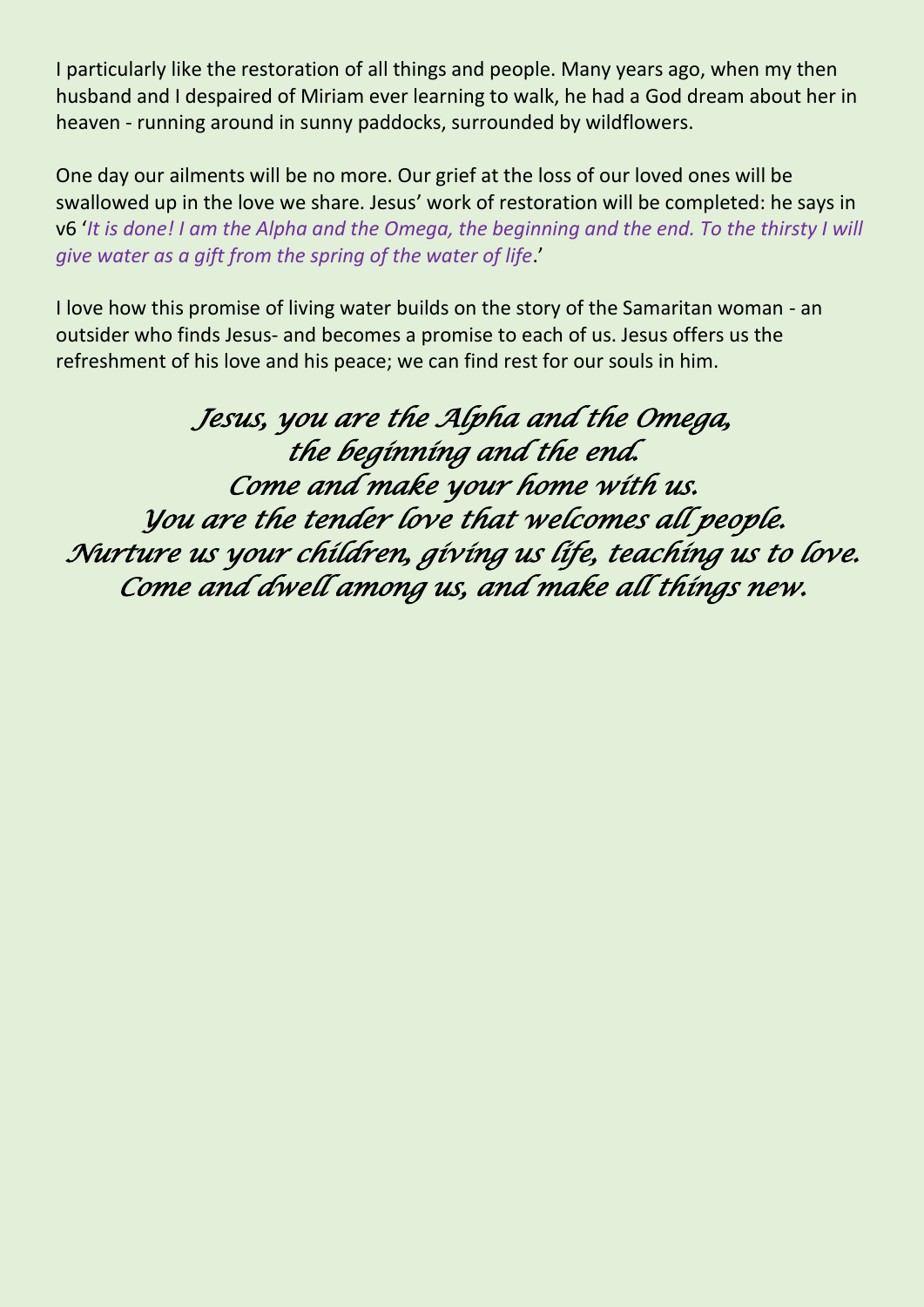I particularly like the restoration of all things and people. Many years ago, when my then husband and I despaired of Miriam ever learning to walk, he had a God dream about her in heaven - running around in sunny paddocks, surrounded by wildflowers.

One day our ailments will be no more. Our grief at the loss of our loved ones will be swallowed up in the love we share. Jesus' work of restoration will be completed: he says in v6 '*It is done! I am the Alpha and the Omega, the beginning and the end. To the thirsty I will give water as a gift from the spring of the water of life*.'

I love how this promise of living water builds on the story of the Samaritan woman - an outsider who finds Jesus- and becomes a promise to each of us. Jesus offers us the refreshment of his love and his peace; we can find rest for our souls in him.

*Jesus, you are the Alpha and the Omega,*
*the beginning and the end.*
*Come and make your home with us.*
*You are the tender love that welcomes all people.*
*Nurture us your children, giving us life, teaching us to love.*
*Come and dwell among us, and make all things new.*